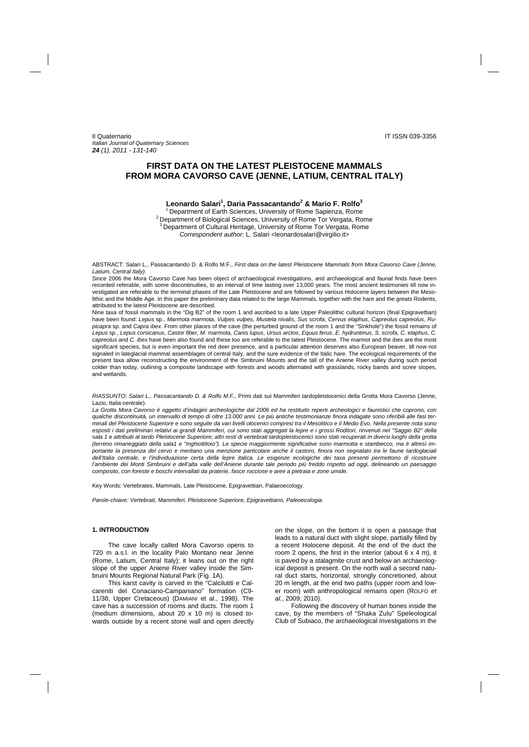# FIRST DATA ON THE LATEST PLEISTOCENE MAMMALS FROM MORA CAVORSO CAVE (JENNE, LATIUM, CENTRAL ITALY)

**Leonardo Salari[1], Daria Passacantando[2] & Mario F. Rolfo[3]**

[1] Department of Earth Sciences, University of Rome Sapienza, Rome
[2] Department of Biological Sciences, University of Rome Tor Vergata, Rome
[3] Department of Cultural Heritage, University of Rome Tor Vergata, Rome
*Correspondent author:* L. Salari <leonardosalari@virgilio.it>

ABSTRACT: Salari L., Passacantando D. & Rolfo M.F., *First data on the latest Pleistocene Mammals from Mora Cavorso Cave (Jenne, Latium, Central Italy).*

Since 2006 the Mora Cavorso Cave has been object of archaeological investigations, and archaeological and faunal finds have been recorded referable, with some discontinuities, to an interval of time lasting over 13,000 years. The most ancient testimonies till now investigated are referable to the terminal phases of the Late Pleistocene and are followed by various Holocene layers between the Mesolithic and the Middle Age. In this paper the preliminary data related to the large Mammals, together with the hare and the greats Rodents, attributed to the latest Pleistocene are described.

Nine taxa of fossil mammals in the "Dig B2" of the room 1 and ascribed to a late Upper Paleolithic cultural horizon (final Epigravettian) have been found: *Lepus* sp., *Marmota marmota*, *Vulpes vulpes*, *Mustela nivalis*, *Sus scrofa*, *Cervus elaphus*, *Capreolus capreolus*, *Rupicapra* sp. and *Capra ibex*. From other places of the cave (the perturbed ground of the room 1 and the "Sinkhole") the fossil remains of *Lepus* sp., *Lepus corsicanus*, *Castor fiber*, *M. marmota*, *Canis lupus*, *Ursus arctos*, *Equus ferus*, *E. hydruntinus*, *S. scrofa*, *C. elaphus*, *C. capreolus* and *C. ibex* have been also found and these too are referable to the latest Pleistocene. The marmot and the ibex are the most significant species, but is even important the red deer presence, and a particular attention deserves also European beaver, till now not signaled in lateglacial mammal assemblages of central Italy, and the sure evidence of the Italic hare. The ecological requirements of the present taxa allow reconstructing the environment of the Simbruini Mounts and the tall of the Aniene River valley during such period colder than today, outlining a composite landscape with forests and woods alternated with grasslands, rocky bands and scree slopes, and wetlands.

*RIASSUNTO: Salari L., Passacantando D. & Rolfo M.F.,* Primi dati sui Mammiferi tardopleistocenici della Grotta Mora Cavorso (Jenne, Lazio, Italia centrale).

*La Grotta Mora Cavorso è oggetto d'indagini archeologiche dal 2006 ed ha restituito reperti archeologici e faunistici che coprono, con qualche discontinuità, un intervallo di tempo di oltre 13.000 anni. Le più antiche testimonianze finora indagate sono riferibili alle fasi terminali del Pleistocene Superiore e sono seguite da vari livelli olocenici compresi tra il Mesolitico e il Medio Evo. Nella presente nota sono esposti i dati preliminari relativi ai grandi Mammiferi, cui sono stati aggregati la lepre e i grossi Roditori, rinvenuti nel "Saggio B2" della sala 1 e attribuiti al tardo Pleistocene Superiore; altri resti di vertebrati tardopleistocenici sono stati recuperati in diversi luoghi della grotta (terreno rimaneggiato della sala1 e "Inghiottitoio"). Le specie maggiormente significative sono marmotta e stambecco, ma è altresì importante la presenza del cervo e meritano una menzione particolare anche il castoro, finora non segnalato tra le faune tardoglaciali dell'Italia centrale, e l'individuazione certa della lepre italica. Le esigenze ecologiche dei taxa presenti permettono di ricostruire l'ambiente dei Monti Simbruini e dell'alta valle dell'Aniene durante tale periodo più freddo rispetto ad oggi, delineando un paesaggio composito, con foreste e boschi intervallati da praterie, fasce rocciose e aree a pietraia e zone umide.*

Key Words: Vertebrates, Mammals, Late Pleistocene, Epigravettian, Palaeoecology.

*Parole-chiave: Vertebrati, Mammiferi, Pleistocene Superiore, Epigravettiano, Paleoecologia.*

## 1. INTRODUCTION

The cave locally called Mora Cavorso opens to 720 m a.s.l. in the locality Palo Montano near Jenne (Rome, Latium, Central Italy); it leans out on the right slope of the upper Aniene River valley inside the Simbruini Mounts Regional Natural Park (Fig. 1A).

This karst cavity is carved in the "Calcilutiti e Calcareniti del Conaciano-Campaniano" formation (C9-11/38, Upper Cretaceous) (DAMIANI et al., 1998). The cave has a succession of rooms and ducts. The room 1 (medium dimensions, about 20 x 10 m) is closed towards outside by a recent stone wall and open directly on the slope, on the bottom it is open a passage that leads to a natural duct with slight slope, partially filled by a recent Holocene deposit. At the end of the duct the room 2 opens, the first in the interior (about 6 x 4 m), it is paved by a stalagmite crust and below an archaeological deposit is present. On the north wall a second natural duct starts, horizontal, strongly concretioned, about 20 m length, at the end two paths (upper room and lower room) with anthropological remains open (ROLFO *et al.*, 2009; 2010).

Following the discovery of human bones inside the cave, by the members of "Shaka Zulu" Speleological Club of Subiaco, the archaeological investigations in the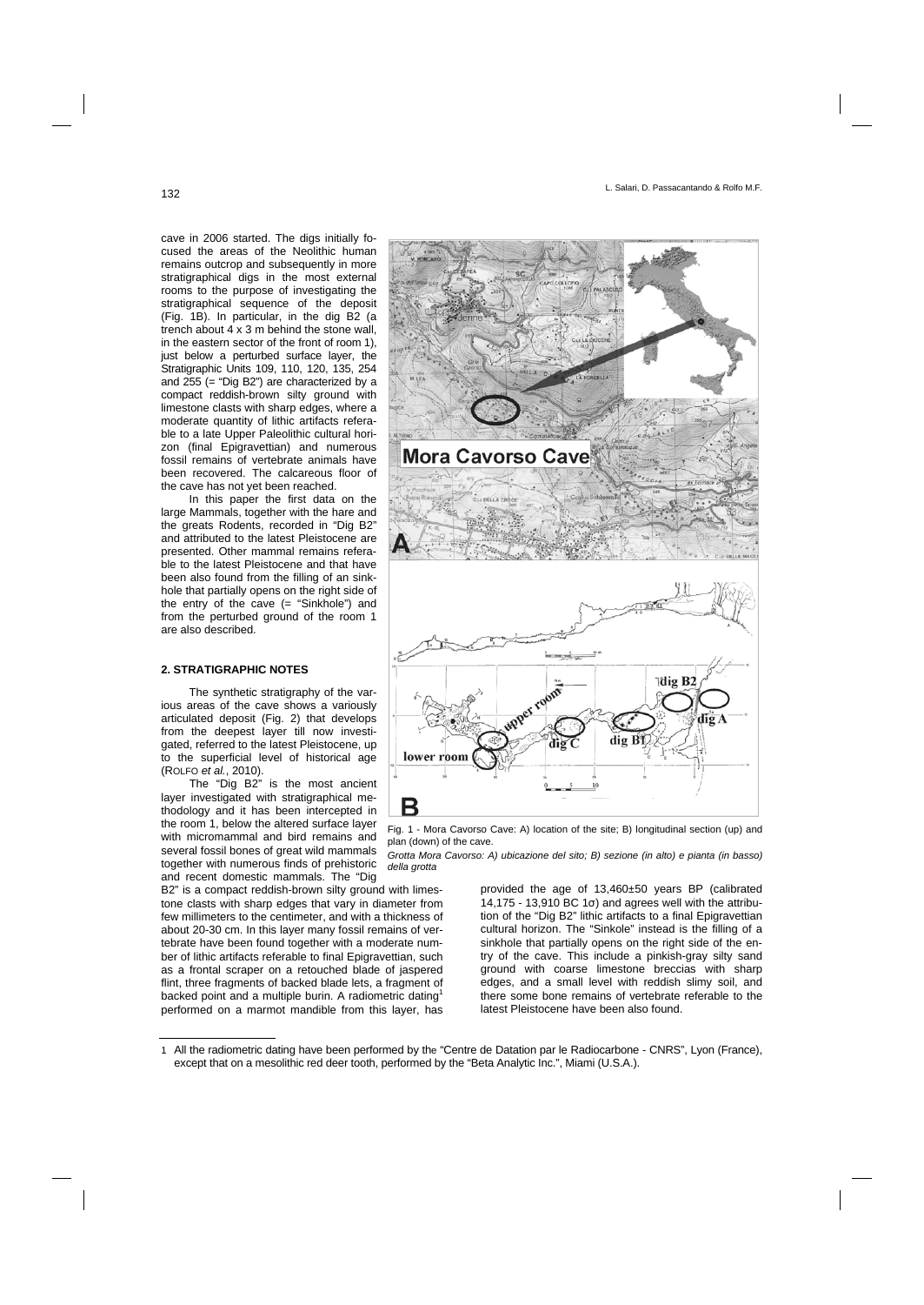cave in 2006 started. The digs initially focused the areas of the Neolithic human remains outcrop and subsequently in more stratigraphical digs in the most external rooms to the purpose of investigating the stratigraphical sequence of the deposit (Fig. 1B). In particular, in the dig B2 (a trench about 4 x 3 m behind the stone wall, in the eastern sector of the front of room 1), just below a perturbed surface layer, the Stratigraphic Units 109, 110, 120, 135, 254 and 255 (= "Dig B2") are characterized by a compact reddish-brown silty ground with limestone clasts with sharp edges, where a moderate quantity of lithic artifacts referable to a late Upper Paleolithic cultural horizon (final Epigravettian) and numerous fossil remains of vertebrate animals have been recovered. The calcareous floor of the cave has not yet been reached.

In this paper the first data on the large Mammals, together with the hare and the greats Rodents, recorded in "Dig B2" and attributed to the latest Pleistocene are presented. Other mammal remains referable to the latest Pleistocene and that have been also found from the filling of an sinkhole that partially opens on the right side of the entry of the cave (= "Sinkhole") and from the perturbed ground of the room 1 are also described.

## 2. STRATIGRAPHIC NOTES

The synthetic stratigraphy of the various areas of the cave shows a variously articulated deposit (Fig. 2) that develops from the deepest layer till now investigated, referred to the latest Pleistocene, up to the superficial level of historical age (Rolfo *et al.*, 2010).

The "Dig B2" is the most ancient layer investigated with stratigraphical methodology and it has been intercepted in the room 1, below the altered surface layer with micromammal and bird remains and several fossil bones of great wild mammals together with numerous finds of prehistoric and recent domestic mammals. The "Dig B2" is a compact reddish-brown silty ground with limestone clasts with sharp edges that vary in diameter from few millimeters to the centimeter, and with a thickness of about 20-30 cm. In this layer many fossil remains of vertebrate have been found together with a moderate number of lithic artifacts referable to final Epigravettian, such as a frontal scraper on a retouched blade of jaspered flint, three fragments of backed blade lets, a fragment of backed point and a multiple burin. A radiometric dating[1] performed on a marmot mandible from this layer, has provided the age of 13,460±50 years BP (calibrated 14,175 - 13,910 BC 1σ) and agrees well with the attribution of the "Dig B2" lithic artifacts to a final Epigravettian cultural horizon. The "Sinkole" instead is the filling of a sinkhole that partially opens on the right side of the entry of the cave. This include a pinkish-gray silty sand ground with coarse limestone breccias with sharp edges, and a small level with reddish slimy soil, and there some bone remains of vertebrate referable to the latest Pleistocene have been also found.

Fig. 1 - Mora Cavorso Cave: A) location of the site; B) longitudinal section (up) and plan (down) of the cave.

*Grotta Mora Cavorso: A) ubicazione del sito; B) sezione (in alto) e pianta (in basso) della grotta*

1 All the radiometric dating have been performed by the "Centre de Datation par le Radiocarbone - CNRS", Lyon (France), except that on a mesolithic red deer tooth, performed by the "Beta Analytic Inc.", Miami (U.S.A.).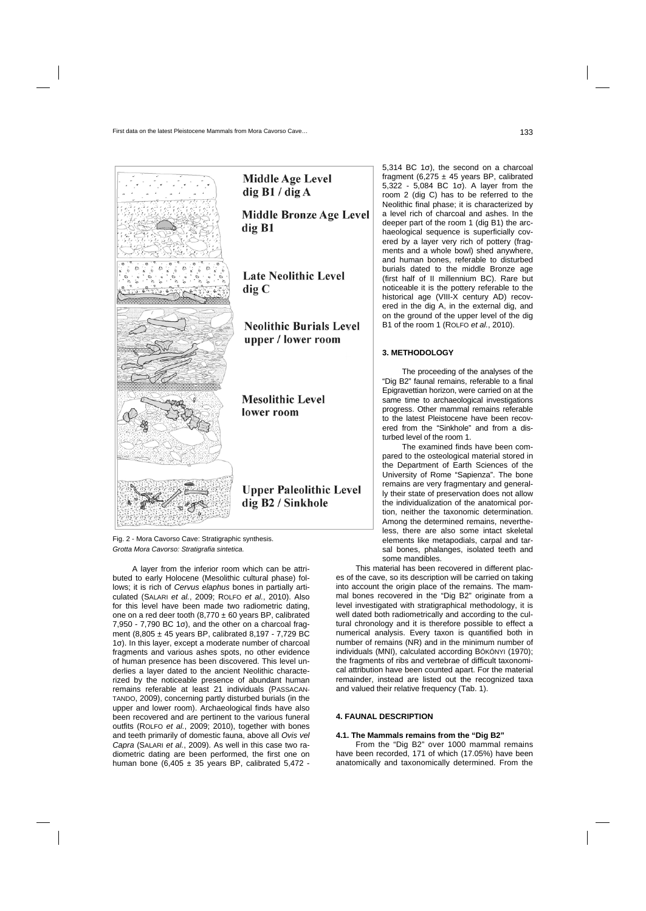Middle Age Level
dig B1 / dig A

Middle Bronze Age Level
dig B1

Late Neolithic Level
dig C

Neolithic Burials Level
upper / lower room

Mesolithic Level
lower room

Upper Paleolithic Level
dig B2 / Sinkhole

Fig. 2 - Mora Cavorso Cave: Stratigraphic synthesis.
*Grotta Mora Cavorso: Stratigrafia sintetica.*

A layer from the inferior room which can be attributed to early Holocene (Mesolithic cultural phase) follows; it is rich of *Cervus elaphus* bones in partially articulated (SALARI *et al.*, 2009; ROLFO *et al.*, 2010). Also for this level have been made two radiometric dating, one on a red deer tooth (8,770 ± 60 years BP, calibrated 7,950 - 7,790 BC 1σ), and the other on a charcoal fragment (8,805 ± 45 years BP, calibrated 8,197 - 7,729 BC 1σ). In this layer, except a moderate number of charcoal fragments and various ashes spots, no other evidence of human presence has been discovered. This level underlies a layer dated to the ancient Neolithic characterized by the noticeable presence of abundant human remains referable at least 21 individuals (PASSACANTANDO, 2009), concerning partly disturbed burials (in the upper and lower room). Archaeological finds have also been recovered and are pertinent to the various funeral outfits (ROLFO *et al.*, 2009; 2010), together with bones and teeth primarily of domestic fauna, above all *Ovis vel Capra* (SALARI *et al.*, 2009). As well in this case two radiometric dating are been performed, the first one on human bone (6,405 ± 35 years BP, calibrated 5,472 - 5,314 BC 1σ), the second on a charcoal fragment (6,275 ± 45 years BP, calibrated 5,322 - 5,084 BC 1σ). A layer from the room 2 (dig C) has to be referred to the Neolithic final phase; it is characterized by a level rich of charcoal and ashes. In the deeper part of the room 1 (dig B1) the archaeological sequence is superficially covered by a layer very rich of pottery (fragments and a whole bowl) shed anywhere, and human bones, referable to disturbed burials dated to the middle Bronze age (first half of II millennium BC). Rare but noticeable it is the pottery referable to the historical age (VIII-X century AD) recovered in the dig A, in the external dig, and on the ground of the upper level of the dig B1 of the room 1 (ROLFO *et al.*, 2010).

## 3. METHODOLOGY

The proceeding of the analyses of the "Dig B2" faunal remains, referable to a final Epigravettian horizon, were carried on at the same time to archaeological investigations progress. Other mammal remains referable to the latest Pleistocene have been recovered from the "Sinkhole" and from a disturbed level of the room 1.

The examined finds have been compared to the osteological material stored in the Department of Earth Sciences of the University of Rome "Sapienza". The bone remains are very fragmentary and generally their state of preservation does not allow the individualization of the anatomical portion, neither the taxonomic determination. Among the determined remains, nevertheless, there are also some intact skeletal elements like metapodials, carpal and tarsal bones, phalanges, isolated teeth and some mandibles.

This material has been recovered in different places of the cave, so its description will be carried on taking into account the origin place of the remains. The mammal bones recovered in the "Dig B2" originate from a level investigated with stratigraphical methodology, it is well dated both radiometrically and according to the cultural chronology and it is therefore possible to effect a numerical analysis. Every taxon is quantified both in number of remains (NR) and in the minimum number of individuals (MNI), calculated according BÖKÖNYI (1970); the fragments of ribs and vertebrae of difficult taxonomical attribution have been counted apart. For the material remainder, instead are listed out the recognized taxa and valued their relative frequency (Tab. 1).

## 4. FAUNAL DESCRIPTION

### 4.1. The Mammals remains from the "Dig B2"

From the "Dig B2" over 1000 mammal remains have been recorded, 171 of which (17.05%) have been anatomically and taxonomically determined. From the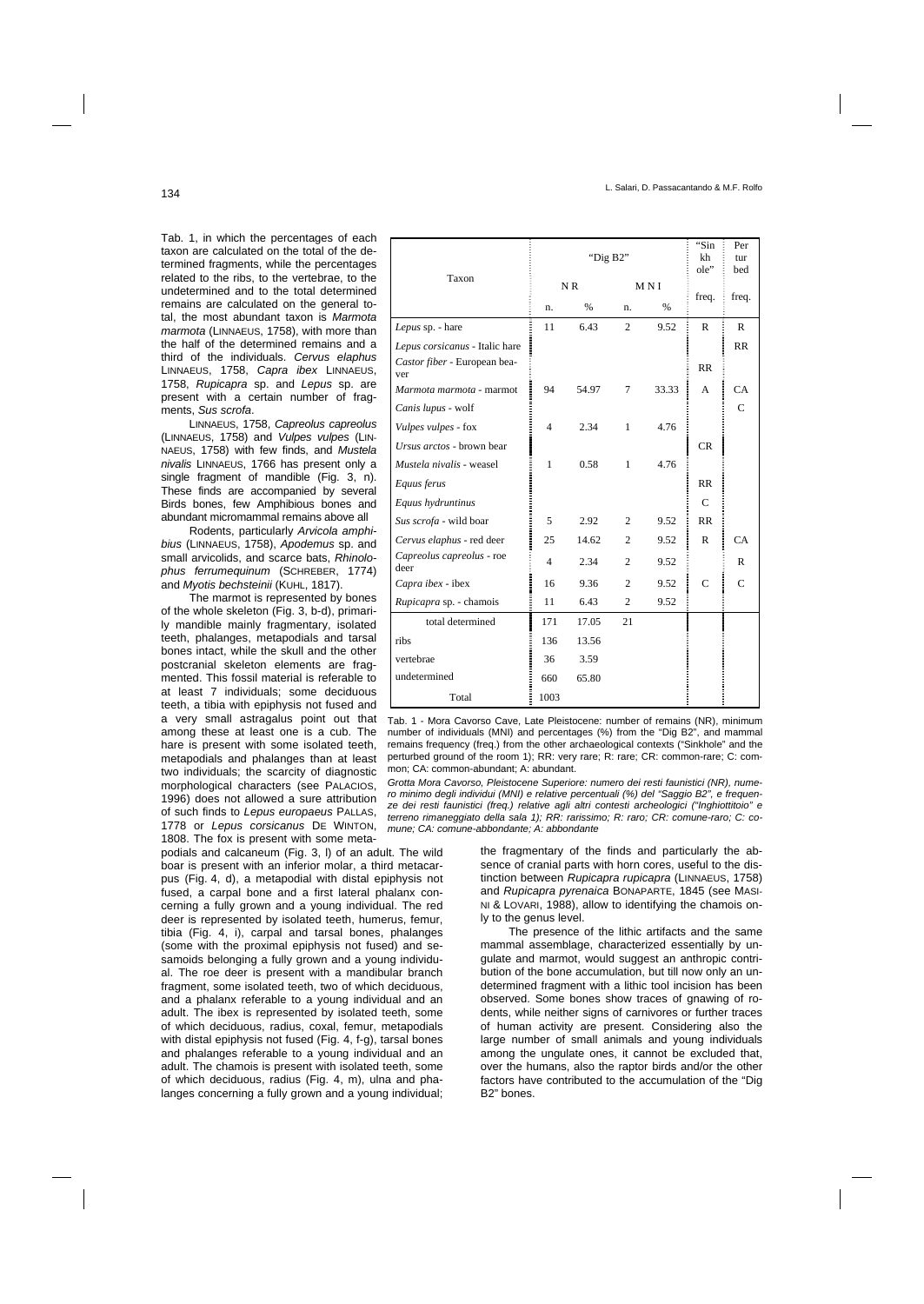Tab. 1, in which the percentages of each taxon are calculated on the total of the determined fragments, while the percentages related to the ribs, to the vertebrae, to the undetermined and to the total determined remains are calculated on the general total, the most abundant taxon is *Marmota marmota* (LINNAEUS, 1758), with more than the half of the determined remains and a third of the individuals. *Cervus elaphus* LINNAEUS, 1758, *Capra ibex* LINNAEUS, 1758, *Rupicapra* sp. and *Lepus* sp. are present with a certain number of fragments, *Sus scrofa*.

LINNAEUS, 1758, *Capreolus capreolus* (LINNAEUS, 1758) and *Vulpes vulpes* (LINNAEUS, 1758) with few finds, and *Mustela nivalis* LINNAEUS, 1766 has present only a single fragment of mandible (Fig. 3, n). These finds are accompanied by several Birds bones, few Amphibious bones and abundant micromammal remains above all

Rodents, particularly *Arvicola amphibius* (LINNAEUS, 1758), *Apodemus* sp. and small arvicolids, and scarce bats, *Rhinolophus ferrumequinum* (SCHREBER, 1774) and *Myotis bechsteinii* (KUHL, 1817).

The marmot is represented by bones of the whole skeleton (Fig. 3, b-d), primarily mandible mainly fragmentary, isolated teeth, phalanges, metapodials and tarsal bones intact, while the skull and the other postcranial skeleton elements are fragmented. This fossil material is referable to at least 7 individuals; some deciduous teeth, a tibia with epiphysis not fused and a very small astragalus point out that among these at least one is a cub. The hare is present with some isolated teeth, metapodials and phalanges than at least two individuals; the scarcity of diagnostic morphological characters (see PALACIOS, 1996) does not allowed a sure attribution of such finds to *Lepus europaeus* PALLAS, 1778 or *Lepus corsicanus* DE WINTON, 1808. The fox is present with some metapodials and calcaneum (Fig. 3, l) of an adult. The wild boar is present with an inferior molar, a third metacarpus (Fig. 4, d), a metapodial with distal epiphysis not fused, a carpal bone and a first lateral phalanx concerning a fully grown and a young individual. The red deer is represented by isolated teeth, humerus, femur, tibia (Fig. 4, i), carpal and tarsal bones, phalanges (some with the proximal epiphysis not fused) and sesamoids belonging a fully grown and a young individual. The roe deer is present with a mandibular branch fragment, some isolated teeth, two of which deciduous, and a phalanx referable to a young individual and an adult. The ibex is represented by isolated teeth, some of which deciduous, radius, coxal, femur, metapodials with distal epiphysis not fused (Fig. 4, f-g), tarsal bones and phalanges referable to a young individual and an adult. The chamois is present with isolated teeth, some of which deciduous, radius (Fig. 4, m), ulna and phalanges concerning a fully grown and a young individual;

| Taxon | "Dig B2" | | | | "Sinkhole" | Perturbed |
|---|---|---|---|---|---|---|
| | NR | | MNI | | freq. | freq. |
| | n. | % | n. | % | | |
| *Lepus* sp. - hare | 11 | 6.43 | 2 | 9.52 | R | R |
| *Lepus corsicanus* - Italic hare | | | | | | RR |
| *Castor fiber* - European beaver | | | | | RR | |
| *Marmota marmota* - marmot | 94 | 54.97 | 7 | 33.33 | A | CA |
| *Canis lupus* - wolf | | | | | | C |
| *Vulpes vulpes* - fox | 4 | 2.34 | 1 | 4.76 | | |
| *Ursus arctos* - brown bear | | | | | CR | |
| *Mustela nivalis* - weasel | 1 | 0.58 | 1 | 4.76 | | |
| *Equus ferus* | | | | | RR | |
| *Equus hydruntinus* | | | | | C | |
| *Sus scrofa* - wild boar | 5 | 2.92 | 2 | 9.52 | RR | |
| *Cervus elaphus* - red deer | 25 | 14.62 | 2 | 9.52 | R | CA |
| *Capreolus capreolus* - roe deer | 4 | 2.34 | 2 | 9.52 | | R |
| *Capra ibex* - ibex | 16 | 9.36 | 2 | 9.52 | C | C |
| *Rupicapra* sp. - chamois | 11 | 6.43 | 2 | 9.52 | | |
| total determined | 171 | 17.05 | 21 | | | |
| ribs | 136 | 13.56 | | | | |
| vertebrae | 36 | 3.59 | | | | |
| undetermined | 660 | 65.80 | | | | |
| Total | 1003 | | | | | |

Tab. 1 - Mora Cavorso Cave, Late Pleistocene: number of remains (NR), minimum number of individuals (MNI) and percentages (%) from the "Dig B2", and mammal remains frequency (freq.) from the other archaeological contexts ("Sinkhole" and the perturbed ground of the room 1); RR: very rare; R: rare; CR: common-rare; C: common; CA: common-abundant; A: abundant.

*Grotta Mora Cavorso, Pleistocene Superiore: numero dei resti faunistici (NR), numero minimo degli individui (MNI) e relative percentuali (%) del "Saggio B2", e frequenze dei resti faunistici (freq.) relative agli altri contesti archeologici ("Inghiottitoio" e terreno rimaneggiato della sala 1); RR: rarissimo; R: raro; CR: comune-raro; C: comune; CA: comune-abbondante; A: abbondante*

the fragmentary of the finds and particularly the absence of cranial parts with horn cores, useful to the distinction between *Rupicapra rupicapra* (LINNAEUS, 1758) and *Rupicapra pyrenaica* BONAPARTE, 1845 (see MASINI & LOVARI, 1988), allow to identifying the chamois only to the genus level.

The presence of the lithic artifacts and the same mammal assemblage, characterized essentially by ungulate and marmot, would suggest an anthropic contribution of the bone accumulation, but till now only an undetermined fragment with a lithic tool incision has been observed. Some bones show traces of gnawing of rodents, while neither signs of carnivores or further traces of human activity are present. Considering also the large number of small animals and young individuals among the ungulate ones, it cannot be excluded that, over the humans, also the raptor birds and/or the other factors have contributed to the accumulation of the "Dig B2" bones.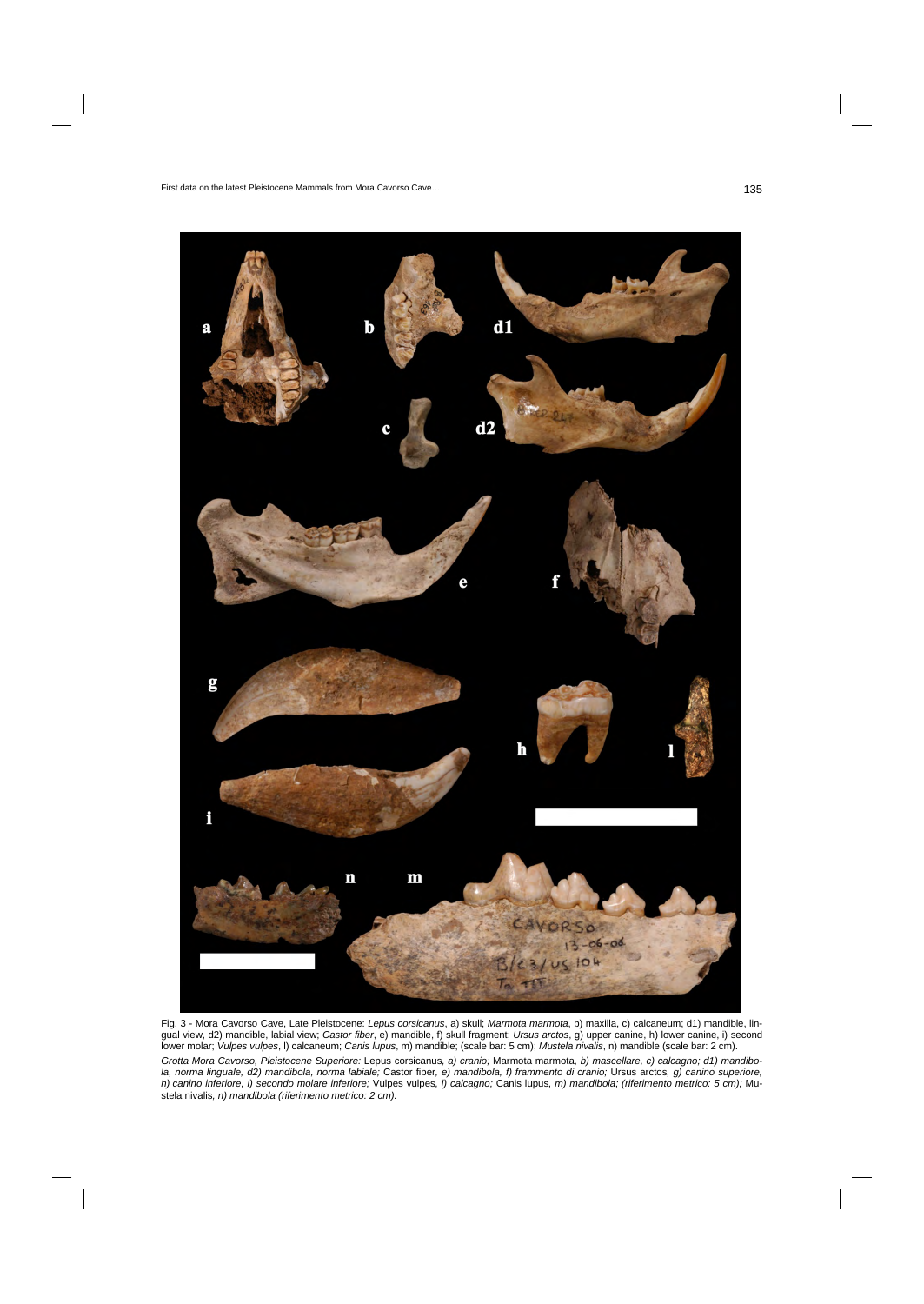Fig. 3 - Mora Cavorso Cave, Late Pleistocene: *Lepus corsicanus*, a) skull; *Marmota marmota*, b) maxilla, c) calcaneum; d1) mandible, lingual view, d2) mandible, labial view; *Castor fiber*, e) mandible, f) skull fragment; *Ursus arctos*, g) upper canine, h) lower canine, i) second lower molar; *Vulpes vulpes*, l) calcaneum; *Canis lupus*, m) mandible; (scale bar: 5 cm); *Mustela nivalis*, n) mandible (scale bar: 2 cm).

*Grotta Mora Cavorso, Pleistocene Superiore:* Lepus corsicanus*, a) cranio;* Marmota marmota*, b) mascellare, c) calcagno; d1) mandibola, norma linguale, d2) mandibola, norma labiale;* Castor fiber*, e) mandibola, f) frammento di cranio;* Ursus arctos*, g) canino superiore, h) canino inferiore, i) secondo molare inferiore;* Vulpes vulpes*, l) calcagno;* Canis lupus*, m) mandibola; (riferimento metrico: 5 cm);* Mustela nivalis*, n) mandibola (riferimento metrico: 2 cm).*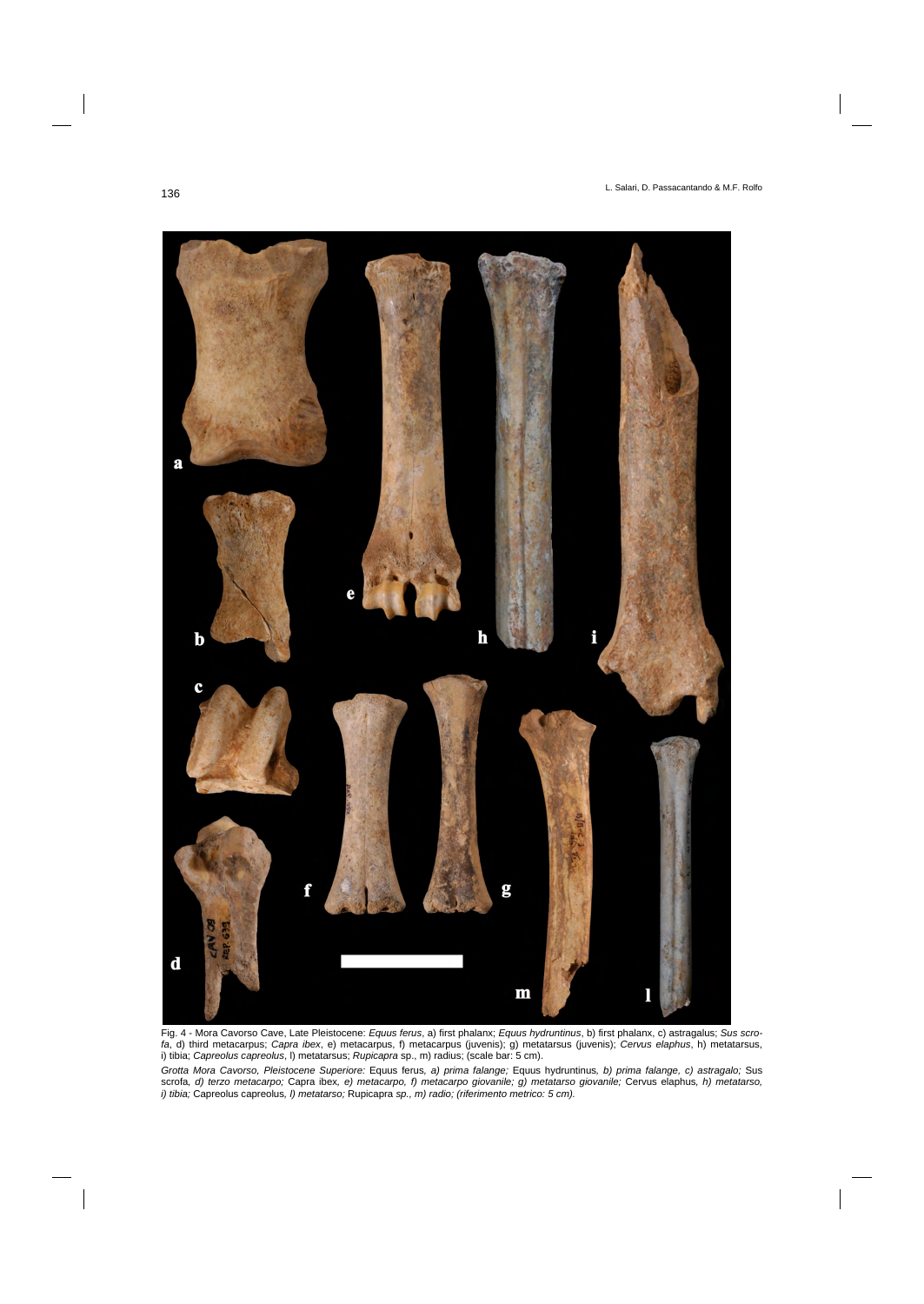Fig. 4 - Mora Cavorso Cave, Late Pleistocene: *Equus ferus*, a) first phalanx; *Equus hydruntinus*, b) first phalanx, c) astragalus; *Sus scrofa*, d) third metacarpus; *Capra ibex*, e) metacarpus, f) metacarpus (juvenis); g) metatarsus (juvenis); *Cervus elaphus*, h) metatarsus, i) tibia; *Capreolus capreolus*, l) metatarsus; *Rupicapra* sp., m) radius; (scale bar: 5 cm).

*Grotta Mora Cavorso, Pleistocene Superiore:* Equus ferus*, a) prima falange;* Equus hydruntinus*, b) prima falange, c) astragalo;* Sus scrofa*, d) terzo metacarpo;* Capra ibex*, e) metacarpo, f) metacarpo giovanile; g) metatarso giovanile;* Cervus elaphus*, h) metatarso, i) tibia;* Capreolus capreolus*, l) metatarso;* Rupicapra *sp., m) radio; (riferimento metrico: 5 cm).*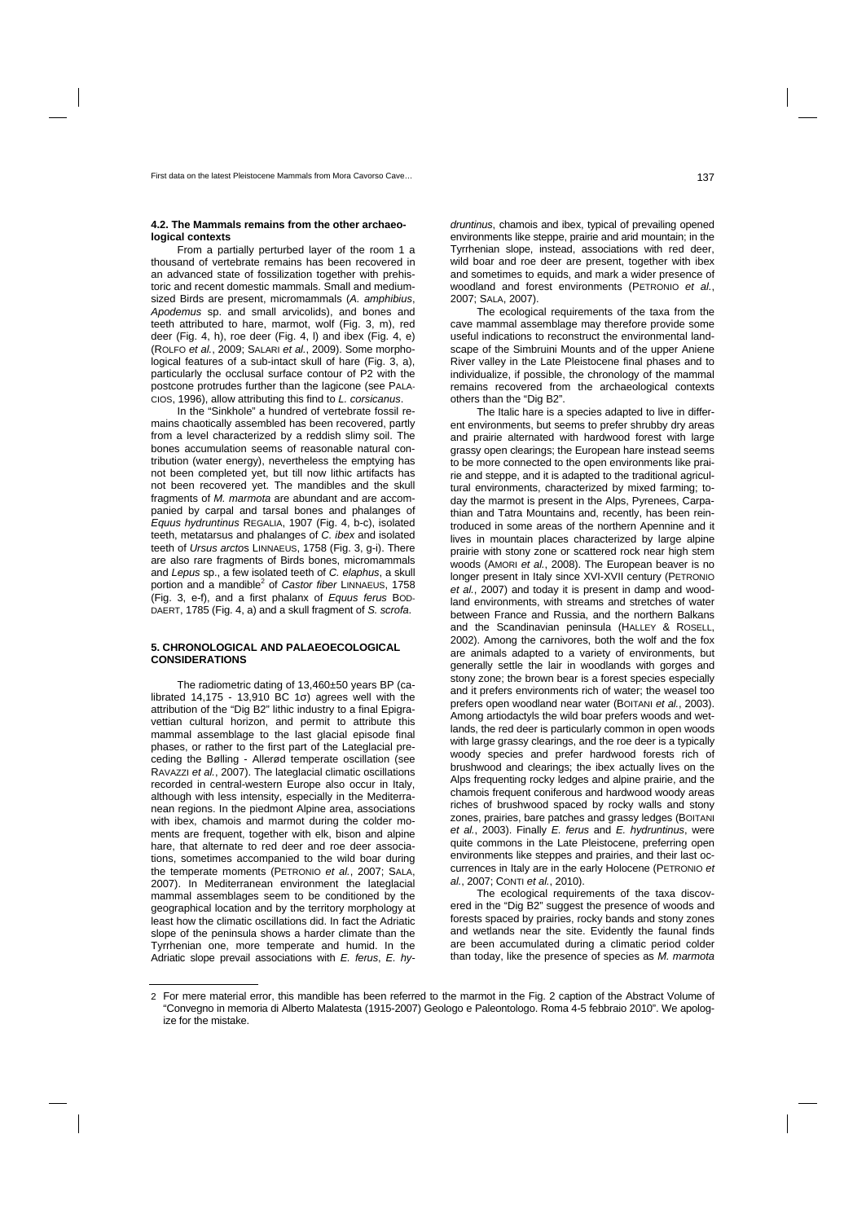#### 4.2. The Mammals remains from the other archaeological contexts

From a partially perturbed layer of the room 1 a thousand of vertebrate remains has been recovered in an advanced state of fossilization together with prehistoric and recent domestic mammals. Small and medium-sized Birds are present, micromammals (*A. amphibius*, *Apodemus* sp. and small arvicolids), and bones and teeth attributed to hare, marmot, wolf (Fig. 3, m), red deer (Fig. 4, h), roe deer (Fig. 4, l) and ibex (Fig. 4, e) (ROLFO *et al.*, 2009; SALARI *et al.*, 2009). Some morphological features of a sub-intact skull of hare (Fig. 3, a), particularly the occlusal surface contour of P2 with the postcone protrudes further than the lagicone (see PALACIOS, 1996), allow attributing this find to *L. corsicanus*.

In the "Sinkhole" a hundred of vertebrate fossil remains chaotically assembled has been recovered, partly from a level characterized by a reddish slimy soil. The bones accumulation seems of reasonable natural contribution (water energy), nevertheless the emptying has not been completed yet, but till now lithic artifacts has not been recovered yet. The mandibles and the skull fragments of *M. marmota* are abundant and are accompanied by carpal and tarsal bones and phalanges of *Equus hydruntinus* REGALIA, 1907 (Fig. 4, b-c), isolated teeth, metatarsus and phalanges of *C. ibex* and isolated teeth of *Ursus arctos* LINNAEUS, 1758 (Fig. 3, g-i). There are also rare fragments of Birds bones, micromammals and *Lepus* sp., a few isolated teeth of *C. elaphus*, a skull portion and a mandible[2] of *Castor fiber* LINNAEUS, 1758 (Fig. 3, e-f), and a first phalanx of *Equus ferus* BODDAERT, 1785 (Fig. 4, a) and a skull fragment of *S. scrofa.*

## 5. CHRONOLOGICAL AND PALAEOECOLOGICAL CONSIDERATIONS

The radiometric dating of 13,460±50 years BP (calibrated 14,175 - 13,910 BC 1σ) agrees well with the attribution of the "Dig B2" lithic industry to a final Epigravettian cultural horizon, and permit to attribute this mammal assemblage to the last glacial episode final phases, or rather to the first part of the Lateglacial preceding the Bølling - Allerød temperate oscillation (see RAVAZZI *et al.*, 2007). The lateglacial climatic oscillations recorded in central-western Europe also occur in Italy, although with less intensity, especially in the Mediterranean regions. In the piedmont Alpine area, associations with ibex, chamois and marmot during the colder moments are frequent, together with elk, bison and alpine hare, that alternate to red deer and roe deer associations, sometimes accompanied to the wild boar during the temperate moments (PETRONIO *et al.*, 2007; SALA, 2007). In Mediterranean environment the lateglacial mammal assemblages seem to be conditioned by the geographical location and by the territory morphology at least how the climatic oscillations did. In fact the Adriatic slope of the peninsula shows a harder climate than the Tyrrhenian one, more temperate and humid. In the Adriatic slope prevail associations with *E. ferus*, *E. hydruntinus*, chamois and ibex, typical of prevailing opened environments like steppe, prairie and arid mountain; in the Tyrrhenian slope, instead, associations with red deer, wild boar and roe deer are present, together with ibex and sometimes to equids, and mark a wider presence of woodland and forest environments (PETRONIO *et al.*, 2007; SALA, 2007).

The ecological requirements of the taxa from the cave mammal assemblage may therefore provide some useful indications to reconstruct the environmental landscape of the Simbruini Mounts and of the upper Aniene River valley in the Late Pleistocene final phases and to individualize, if possible, the chronology of the mammal remains recovered from the archaeological contexts others than the "Dig B2".

The Italic hare is a species adapted to live in different environments, but seems to prefer shrubby dry areas and prairie alternated with hardwood forest with large grassy open clearings; the European hare instead seems to be more connected to the open environments like prairie and steppe, and it is adapted to the traditional agricultural environments, characterized by mixed farming; today the marmot is present in the Alps, Pyrenees, Carpathian and Tatra Mountains and, recently, has been reintroduced in some areas of the northern Apennine and it lives in mountain places characterized by large alpine prairie with stony zone or scattered rock near high stem woods (AMORI *et al.*, 2008). The European beaver is no longer present in Italy since XVI-XVII century (PETRONIO *et al.*, 2007) and today it is present in damp and woodland environments, with streams and stretches of water between France and Russia, and the northern Balkans and the Scandinavian peninsula (HALLEY & ROSELL, 2002). Among the carnivores, both the wolf and the fox are animals adapted to a variety of environments, but generally settle the lair in woodlands with gorges and stony zone; the brown bear is a forest species especially and it prefers environments rich of water; the weasel too prefers open woodland near water (BOITANI *et al.*, 2003). Among artiodactyls the wild boar prefers woods and wetlands, the red deer is particularly common in open woods with large grassy clearings, and the roe deer is a typically woody species and prefer hardwood forests rich of brushwood and clearings; the ibex actually lives on the Alps frequenting rocky ledges and alpine prairie, and the chamois frequent coniferous and hardwood woody areas riches of brushwood spaced by rocky walls and stony zones, prairies, bare patches and grassy ledges (BOITANI *et al.*, 2003). Finally *E. ferus* and *E. hydruntinus*, were quite commons in the Late Pleistocene, preferring open environments like steppes and prairies, and their last occurrences in Italy are in the early Holocene (PETRONIO *et al.*, 2007; CONTI *et al.*, 2010).

The ecological requirements of the taxa discovered in the "Dig B2" suggest the presence of woods and forests spaced by prairies, rocky bands and stony zones and wetlands near the site. Evidently the faunal finds are been accumulated during a climatic period colder than today, like the presence of species as *M. marmota*

---

[2] For mere material error, this mandible has been referred to the marmot in the Fig. 2 caption of the Abstract Volume of "Convegno in memoria di Alberto Malatesta (1915-2007) Geologo e Paleontologo. Roma 4-5 febbraio 2010". We apologize for the mistake.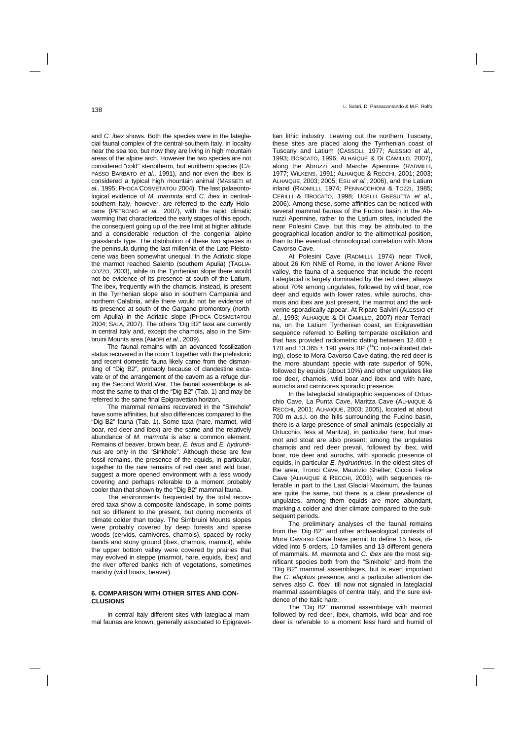and *C. ibex* shows. Both the species were in the lateglacial faunal complex of the central-southern Italy, in locality near the sea too, but now they are living in high mountain areas of the alpine arch. However the two species are not considered "cold" stenotherm, but euritherm species (CAPASSO BARBATO *et al*., 1991), and nor even the ibex is considered a typical high mountain animal (MASSETI *et al.*, 1995; PHOCA COSMETATOU 2004). The last palaeontological evidence of *M. marmota* and *C. ibex* in central-southern Italy, however, are referred to the early Holocene (PETRONIO *et al.*, 2007), with the rapid climatic warming that characterized the early stages of this epoch, the consequent going up of the tree limit at higher altitude and a considerable reduction of the congenial alpine grasslands type. The distribution of these two species in the peninsula during the last millennia of the Late Pleistocene was been somewhat unequal. In the Adriatic slope the marmot reached Salento (southern Apulia) (TAGLIACOZZO, 2003), while in the Tyrrhenian slope there would not be evidence of its presence at south of the Latium. The ibex, frequently with the chamois, instead, is present in the Tyrrhenian slope also in southern Campania and northern Calabria, while there would not be evidence of its presence at south of the Gargano promontory (northern Apulia) in the Adriatic slope (PHOCA COSMETATOU 2004; SALA, 2007). The others "Dig B2" taxa are currently in central Italy and, except the chamois, also in the Simbruini Mounts area (AMORI *et al.*, 2009).

The faunal remains with an advanced fossilization status recovered in the room 1 together with the prehistoric and recent domestic fauna likely came from the dismantling of "Dig B2", probably because of clandestine excavate or of the arrangement of the cavern as a refuge during the Second World War. The faunal assemblage is almost the same to that of the "Dig B2" (Tab. 1) and may be referred to the same final Epigravettian horizon.

The mammal remains recovered in the "Sinkhole" have some affinities, but also differences compared to the "Dig B2" fauna (Tab. 1). Some taxa (hare, marmot, wild boar, red deer and ibex) are the same and the relatively abundance of *M. marmota* is also a common element. Remains of beaver, brown bear, *E. ferus* and *E. hydruntinus* are only in the "Sinkhole". Although these are few fossil remains, the presence of the equids, in particular, together to the rare remains of red deer and wild boar, suggest a more opened environment with a less woody covering and perhaps referable to a moment probably cooler than that shown by the "Dig B2" mammal fauna.

The environments frequented by the total recovered taxa show a composite landscape, in some points not so different to the present, but during moments of climate colder than today. The Simbruini Mounts slopes were probably covered by deep forests and sparse woods (cervids, carnivores, chamois), spaced by rocky bands and stony ground (ibex, chamois, marmot), while the upper bottom valley were covered by prairies that may evolved in steppe (marmot, hare, equids, ibex) and the river offered banks rich of vegetations, sometimes marshy (wild boars, beaver).

## 6. COMPARISON WITH OTHER SITES AND CONCLUSIONS

In central Italy different sites with lateglacial mammal faunas are known, generally associated to Epigravettian lithic industry. Leaving out the northern Tuscany, these sites are placed along the Tyrrhenian coast of Tuscany and Latium (CASSOLI, 1977; ALESSIO *et al.*, 1993; BOSCATO, 1996; ALHAIQUE & DI CAMILLO, 2007), along the Abruzzi and Marche Apennine (RADMILLI, 1977; WILKENS, 1991; ALHAIQUE & RECCHI, 2001; 2003; ALHAIQUE, 2003; 2005; ESU *et al.*, 2006), and the Latium inland (RADMILLI, 1974; PENNACCHIONI & TOZZI, 1985; CERILLI & BROCATO, 1998; UCELLI GNESUTTA *et al.*, 2006). Among these, some affinities can be noticed with several mammal faunas of the Fucino basin in the Abruzzi Apennine, rather to the Latium sites, included the near Polesini Cave, but this may be attributed to the geographical location and/or to the altimetrical position, than to the eventual chronological correlation with Mora Cavorso Cave.

At Polesini Cave (RADMILLI, 1974) near Tivoli, about 26 Km NNE of Rome, in the lower Aniene River valley, the fauna of a sequence that include the recent Lateglacial is largely dominated by the red deer, always about 70% among ungulates, followed by wild boar, roe deer and equids with lower rates, while aurochs, chamois and ibex are just present, the marmot and the wolverine sporadically appear. At Riparo Salvini (ALESSIO *et al.*, 1993; ALHAIQUE & DI CAMILLO, 2007) near Terracina, on the Latium Tyrrhenian coast, an Epigravettian sequence referred to Bølling temperate oscillation and that has provided radiometric dating between 12.400 ± 170 and 13.365 ± 190 years BP ($^{14}$C not-calibrated dating), close to Mora Cavorso Cave dating, the red deer is the more abundant specie with rate superior of 50%, followed by equids (about 10%) and other ungulates like roe deer, chamois, wild boar and ibex and with hare, aurochs and carnivores sporadic presence.

In the lateglacial stratigraphic sequences of Ortucchio Cave, La Punta Cave, Maritza Cave (ALHAIQUE & RECCHI, 2001; ALHAIQUE, 2003; 2005), located at about 700 m a.s.l. on the hills surrounding the Fucino basin, there is a large presence of small animals (especially at Ortucchio, less at Maritza), in particular hare, but marmot and stoat are also present; among the ungulates chamois and red deer prevail, followed by ibex, wild boar, roe deer and aurochs, with sporadic presence of equids, in particular *E. hydruntinus*. In the oldest sites of the area, Tronci Cave, Maurizio Shelter, Ciccio Felice Cave (ALHAIQUE & RECCHI, 2003), with sequences referable in part to the Last Glacial Maximum, the faunas are quite the same, but there is a clear prevalence of ungulates, among them equids are more abundant, marking a colder and drier climate compared to the subsequent periods.

The preliminary analyses of the faunal remains from the "Dig B2" and other archaeological contexts of Mora Cavorso Cave have permit to define 15 taxa, divided into 5 orders, 10 families and 13 different genera of mammals. *M. marmota* and *C. ibex* are the most significant species both from the "Sinkhole" and from the "Dig B2" mammal assemblages, but is even important the *C. elaphus* presence, and a particular attention deserves also *C. fiber*, till now not signaled in lateglacial mammal assemblages of central Italy, and the sure evidence of the Italic hare.

The "Dig B2" mammal assemblage with marmot followed by red deer, ibex, chamois, wild boar and roe deer is referable to a moment less hard and humid of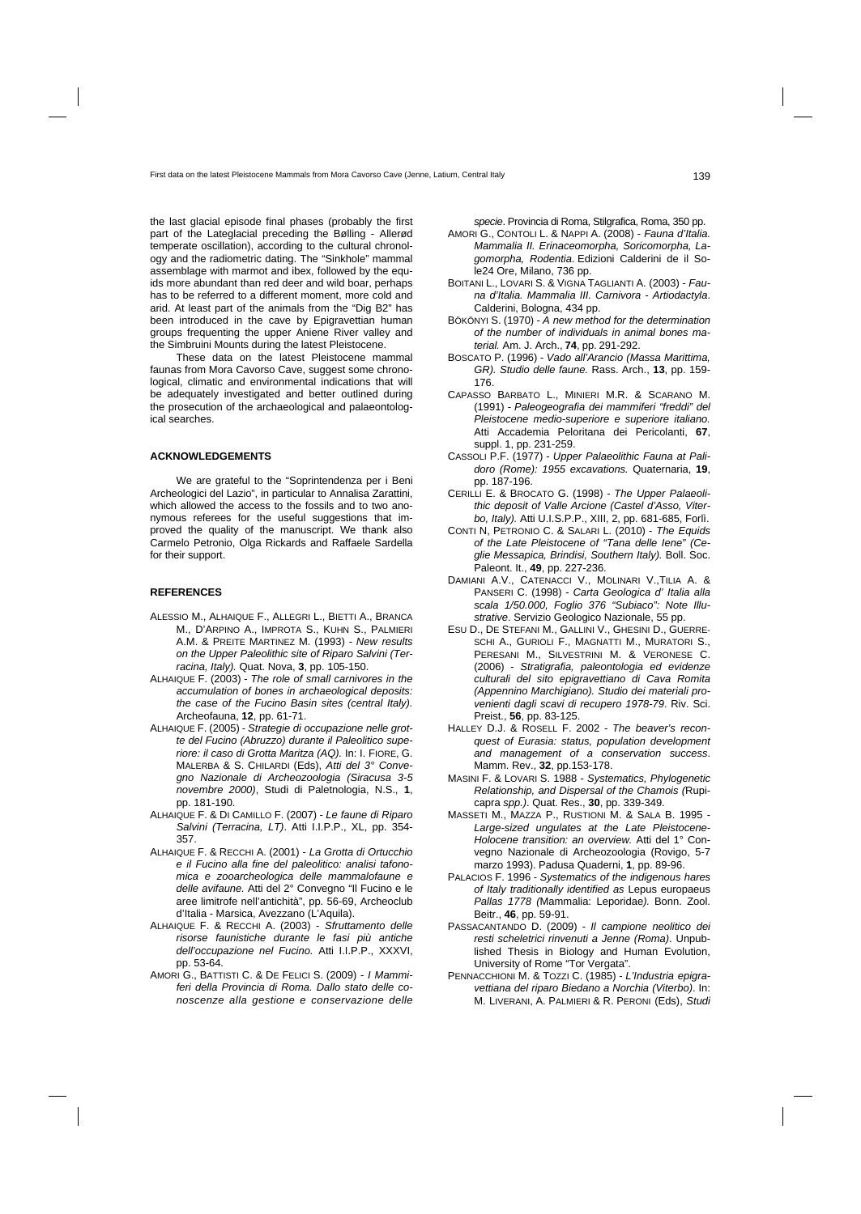the last glacial episode final phases (probably the first part of the Lateglacial preceding the Bølling - Allerød temperate oscillation), according to the cultural chronology and the radiometric dating. The "Sinkhole" mammal assemblage with marmot and ibex, followed by the equids more abundant than red deer and wild boar, perhaps has to be referred to a different moment, more cold and arid. At least part of the animals from the "Dig B2" has been introduced in the cave by Epigravettian human groups frequenting the upper Aniene River valley and the Simbruini Mounts during the latest Pleistocene.

These data on the latest Pleistocene mammal faunas from Mora Cavorso Cave, suggest some chronological, climatic and environmental indications that will be adequately investigated and better outlined during the prosecution of the archaeological and palaeontological searches.

## ACKNOWLEDGEMENTS

We are grateful to the "Soprintendenza per i Beni Archeologici del Lazio", in particular to Annalisa Zarattini, which allowed the access to the fossils and to two anonymous referees for the useful suggestions that improved the quality of the manuscript. We thank also Carmelo Petronio, Olga Rickards and Raffaele Sardella for their support.

## REFERENCES

ALESSIO M., ALHAIQUE F., ALLEGRI L., BIETTI A., BRANCA M., D'ARPINO A., IMPROTA S., KUHN S., PALMIERI A.M. & PREITE MARTINEZ M. (1993) - *New results on the Upper Paleolithic site of Riparo Salvini (Terracina, Italy).* Quat. Nova, **3**, pp. 105-150.

ALHAIQUE F. (2003) - *The role of small carnivores in the accumulation of bones in archaeological deposits: the case of the Fucino Basin sites (central Italy).* Archeofauna, **12**, pp. 61-71.

ALHAIQUE F. (2005) - *Strategie di occupazione nelle grotte del Fucino (Abruzzo) durante il Paleolitico superiore: il caso di Grotta Maritza (AQ).* In: I. FIORE, G. MALERBA & S. CHILARDI (Eds), *Atti del 3° Convegno Nazionale di Archeozoologia (Siracusa 3-5 novembre 2000)*, Studi di Paletnologia, N.S., **1**, pp. 181-190.

ALHAIQUE F. & DI CAMILLO F. (2007) - *Le faune di Riparo Salvini (Terracina, LT).* Atti I.I.P.P., XL, pp. 354-357.

ALHAIQUE F. & RECCHI A. (2001) - *La Grotta di Ortucchio e il Fucino alla fine del paleolitico: analisi tafonomica e zooarcheologica delle mammalofaune e delle avifaune.* Atti del 2° Convegno "Il Fucino e le aree limitrofe nell'antichità", pp. 56-69, Archeoclub d'Italia - Marsica, Avezzano (L'Aquila).

ALHAIQUE F. & RECCHI A. (2003) - *Sfruttamento delle risorse faunistiche durante le fasi più antiche dell'occupazione nel Fucino.* Atti I.I.P.P., XXXVI, pp. 53-64.

AMORI G., BATTISTI C. & DE FELICI S. (2009) - *I Mammiferi della Provincia di Roma. Dallo stato delle conoscenze alla gestione e conservazione delle specie*. Provincia di Roma, Stilgrafica, Roma, 350 pp.

AMORI G., CONTOLI L. & NAPPI A. (2008) - *Fauna d'Italia. Mammalia II. Erinaceomorpha, Soricomorpha, Lagomorpha, Rodentia*. Edizioni Calderini de il Sole24 Ore, Milano, 736 pp.

BOITANI L., LOVARI S. & VIGNA TAGLIANTI A. (2003) - *Fauna d'Italia. Mammalia III. Carnivora - Artiodactyla*. Calderini, Bologna, 434 pp.

BÖKÖNYI S. (1970) - *A new method for the determination of the number of individuals in animal bones material.* Am. J. Arch., **74**, pp. 291-292.

BOSCATO P. (1996) - *Vado all'Arancio (Massa Marittima, GR). Studio delle faune.* Rass. Arch., **13**, pp. 159-176.

CAPASSO BARBATO L., MINIERI M.R. & SCARANO M. (1991) - *Paleogeografia dei mammiferi "freddi" del Pleistocene medio-superiore e superiore italiano.* Atti Accademia Peloritana dei Pericolanti, **67**, suppl. 1, pp. 231-259.

CASSOLI P.F. (1977) - *Upper Palaeolithic Fauna at Palidoro (Rome): 1955 excavations.* Quaternaria, **19**, pp. 187-196.

CERILLI E. & BROCATO G. (1998) - *The Upper Palaeolithic deposit of Valle Arcione (Castel d'Asso, Viterbo, Italy).* Atti U.I.S.P.P., XIII, 2, pp. 681-685, Forlì.

CONTI N, PETRONIO C. & SALARI L. (2010) - *The Equids of the Late Pleistocene of "Tana delle Iene" (Ceglie Messapica, Brindisi, Southern Italy).* Boll. Soc. Paleont. It., **49**, pp. 227-236.

DAMIANI A.V., CATENACCI V., MOLINARI V.,TILIA A. & PANSERI C. (1998) - *Carta Geologica d' Italia alla scala 1/50.000, Foglio 376 "Subiaco": Note Illustrative*. Servizio Geologico Nazionale, 55 pp.

ESU D., DE STEFANI M., GALLINI V., GHESINI D., GUERRESCHI A., GURIOLI F., MAGNATTI M., MURATORI S., PERESANI M., SILVESTRINI M. & VERONESE C. (2006) - *Stratigrafia, paleontologia ed evidenze culturali del sito epigravettiano di Cava Romita (Appennino Marchigiano). Studio dei materiali provenienti dagli scavi di recupero 1978-79*. Riv. Sci. Preist., **56**, pp. 83-125.

HALLEY D.J. & ROSELL F. 2002 - *The beaver's reconquest of Eurasia: status, population development and management of a conservation success*. Mamm. Rev., **32**, pp.153-178.

MASINI F. & LOVARI S. 1988 - *Systematics, Phylogenetic Relationship, and Dispersal of the Chamois (*Rupicapra *spp.)*. Quat. Res., **30**, pp. 339-349.

MASSETI M., MAZZA P., RUSTIONI M. & SALA B. 1995 - *Large-sized ungulates at the Late Pleistocene-Holocene transition: an overview.* Atti del 1° Convegno Nazionale di Archeozoologia (Rovigo, 5-7 marzo 1993). Padusa Quaderni, **1**, pp. 89-96.

PALACIOS F. 1996 - *Systematics of the indigenous hares of Italy traditionally identified as* Lepus europaeus *Pallas 1778 (*Mammalia: Leporidae*).* Bonn. Zool. Beitr., **46**, pp. 59-91.

PASSACANTANDO D. (2009) - *Il campione neolitico dei resti scheletrici rinvenuti a Jenne (Roma)*. Unpublished Thesis in Biology and Human Evolution, University of Rome "Tor Vergata".

PENNACCHIONI M. & TOZZI C. (1985) - *L'Industria epigravettiana del riparo Biedano a Norchia (Viterbo)*. In: M. LIVERANI, A. PALMIERI & R. PERONI (Eds), *Studi*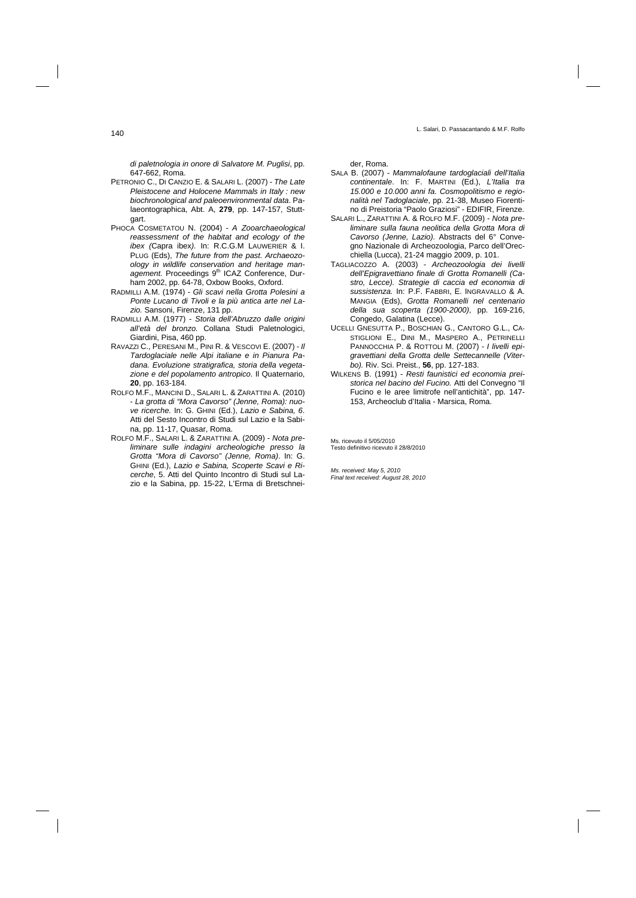*di paletnologia in onore di Salvatore M. Puglisi*, pp. 647-662, Roma.

PETRONIO C., DI CANZIO E. & SALARI L. (2007) - *The Late Pleistocene and Holocene Mammals in Italy : new biochronological and paleoenvironmental data*. Palaeontographica, Abt. A, **279**, pp. 147-157, Stuttgart.

PHOCA COSMETATOU N. (2004) - *A Zooarchaeological reassessment of the habitat and ecology of the ibex (*Capra ibex*).* In: R.C.G.M LAUWERIER & I. PLUG (Eds), *The future from the past. Archaeozoology in wildlife conservation and heritage management.* Proceedings 9th ICAZ Conference, Durham 2002, pp. 64-78, Oxbow Books, Oxford.

RADMILLI A.M. (1974) - *Gli scavi nella Grotta Polesini a Ponte Lucano di Tivoli e la più antica arte nel Lazio.* Sansoni, Firenze, 131 pp.

RADMILLI A.M. (1977) - *Storia dell'Abruzzo dalle origini all'età del bronzo.* Collana Studi Paletnologici, Giardini, Pisa, 460 pp.

RAVAZZI C., PERESANI M., PINI R. & VESCOVI E. (2007) - *Il Tardoglaciale nelle Alpi italiane e in Pianura Padana. Evoluzione stratigrafica, storia della vegetazione e del popolamento antropico*. Il Quaternario, **20**, pp. 163-184.

ROLFO M.F., MANCINI D., SALARI L. & ZARATTINI A. (2010) - *La grotta di "Mora Cavorso" (Jenne, Roma): nuove ricerche.* In: G. GHINI (Ed.), *Lazio e Sabina, 6*. Atti del Sesto Incontro di Studi sul Lazio e la Sabina, pp. 11-17, Quasar, Roma.

ROLFO M.F., SALARI L. & ZARATTINI A. (2009) - *Nota preliminare sulle indagini archeologiche presso la Grotta "Mora di Cavorso" (Jenne, Roma)*. In: G. GHINI (Ed.), *Lazio e Sabina, Scoperte Scavi e Ricerche*, 5. Atti del Quinto Incontro di Studi sul Lazio e la Sabina, pp. 15-22, L'Erma di Bretschneider, Roma.

SALA B. (2007) - *Mammalofaune tardoglaciali dell'Italia continentale*. In: F. MARTINI (Ed.), *L'Italia tra 15.000 e 10.000 anni fa. Cosmopolitismo e regionalità nel Tadoglaciale*, pp. 21-38, Museo Fiorentino di Preistoria "Paolo Graziosi" - EDIFIR, Firenze.

SALARI L., ZARATTINI A. & ROLFO M.F. (2009) - *Nota preliminare sulla fauna neolitica della Grotta Mora di Cavorso (Jenne, Lazio)*. Abstracts del 6° Convegno Nazionale di Archeozoologia, Parco dell'Orecchiella (Lucca), 21-24 maggio 2009, p. 101.

TAGLIACOZZO A. (2003) - *Archeozoologia dei livelli dell'Epigravettiano finale di Grotta Romanelli (Castro, Lecce). Strategie di caccia ed economia di sussistenza.* In: P.F. FABBRI, E. INGRAVALLO & A. MANGIA (Eds), *Grotta Romanelli nel centenario della sua scoperta (1900-2000)*, pp. 169-216, Congedo, Galatina (Lecce).

UCELLI GNESUTTA P., BOSCHIAN G., CANTORO G.L., CASTIGLIONI E., DINI M., MASPERO A., PETRINELLI PANNOCCHIA P. & ROTTOLI M. (2007) - *I livelli epigravettiani della Grotta delle Settecannelle (Viterbo).* Riv. Sci. Preist., **56**, pp. 127-183.

WILKENS B. (1991) - *Resti faunistici ed economia preistorica nel bacino del Fucino.* Atti del Convegno "Il Fucino e le aree limitrofe nell'antichità", pp. 147-153, Archeoclub d'Italia - Marsica, Roma.

Ms. ricevuto il 5/05/2010
Testo definitivo ricevuto il 28/8/2010

*Ms. received: May 5, 2010*
*Final text received: August 28, 2010*